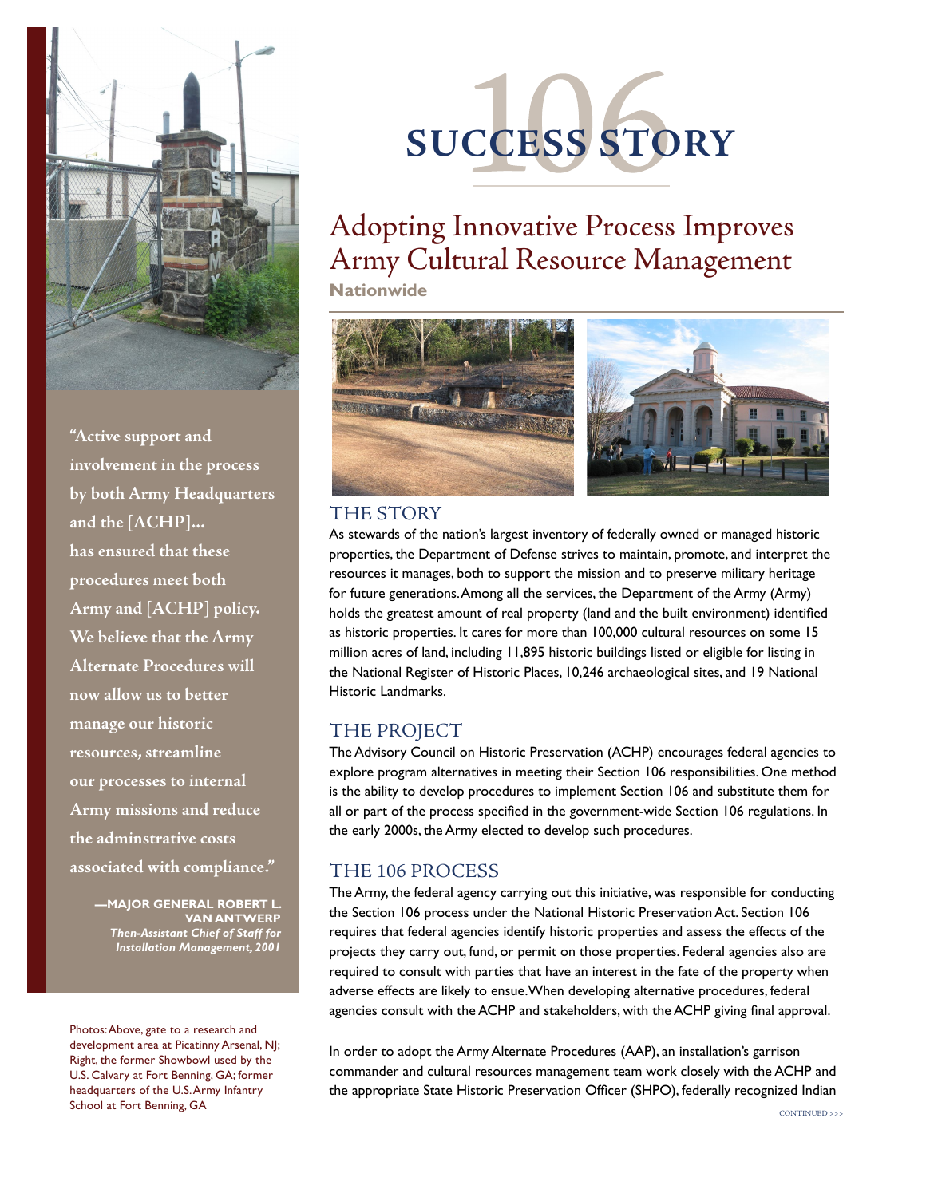# 106 SUCCESS STORY

## Adopting Innovative Process Improves Army Cultural Resource Management

**Nationwide**

### THE STORY

As stewards of the nation's largest inventory of federally owned or managed historic properties, the Department of Defense strives to maintain, promote, and interpret the resources it manages, both to support the mission and to preserve military heritage for future generations. Among all the services, the Department of the Army (Army) holds the greatest amount of real property (land and the built environment) identified as historic properties. It cares for more than 100,000 cultural resources on some 15 million acres of land, including 11,895 historic buildings listed or eligible for listing in the National Register of Historic Places, 10,246 archaeological sites, and 19 National Historic Landmarks.

### THE PROJECT

The Advisory Council on Historic Preservation (ACHP) encourages federal agencies to explore program alternatives in meeting their Section 106 responsibilities. One method is the ability to develop procedures to implement Section 106 and substitute them for all or part of the process specified in the government-wide Section 106 regulations. In the early 2000s, the Army elected to develop such procedures.

### THE 106 PROCESS

The Army, the federal agency carrying out this initiative, was responsible for conducting the Section 106 process under the National Historic Preservation Act. Section 106 requires that federal agencies identify historic properties and assess the effects of the projects they carry out, fund, or permit on those properties. Federal agencies also are required to consult with parties that have an interest in the fate of the property when adverse effects are likely to ensue. When developing alternative procedures, federal agencies consult with the ACHP and stakeholders, with the ACHP giving final approval.

In order to adopt the Army Alternate Procedures (AAP), an installation's garrison commander and cultural resources management team work closely with the ACHP and the appropriate State Historic Preservation Officer (SHPO), federally recognized Indian

"Active support and involvement in the process by both Army Headquarters and the [ACHP]... has ensured that these procedures meet both Army and [ACHP] policy. We believe that the Army Alternate Procedures will now allow us to better manage our historic resources, streamline our processes to internal Army missions and reduce the adminstrative costs associated with compliance."

—**MAJOR GENERAL ROBERT L. VAN ANTWERP**
*Then-Assistant Chief of Staff for Installation Management, 2001*

Photos: Above, gate to a research and development area at Picatinny Arsenal, NJ; Right, the former Showbowl used by the U.S. Calvary at Fort Benning, GA; former headquarters of the U.S. Army Infantry School at Fort Benning, GA

CONTINUED >>>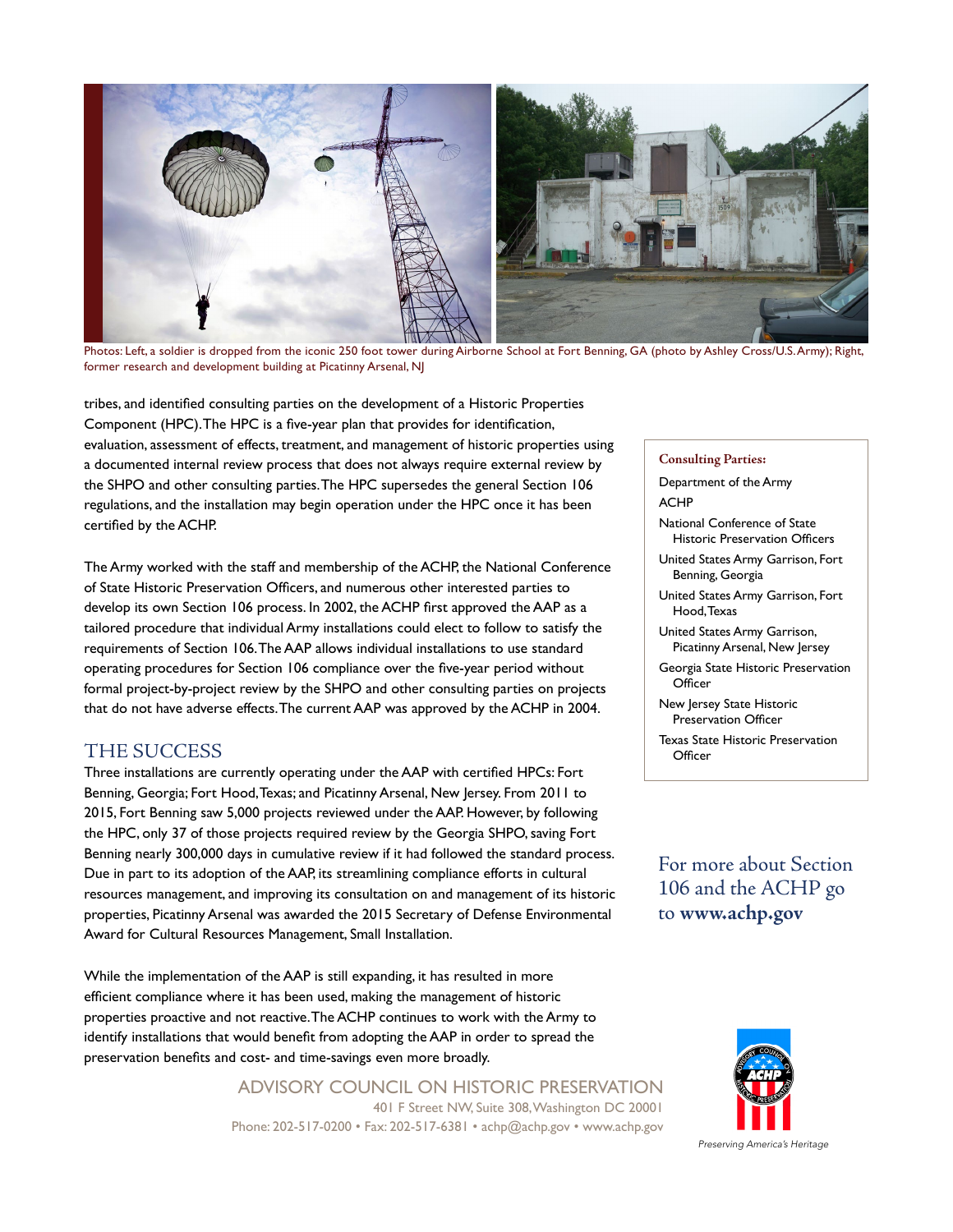Photos: Left, a soldier is dropped from the iconic 250 foot tower during Airborne School at Fort Benning, GA (photo by Ashley Cross/U.S. Army); Right, former research and development building at Picatinny Arsenal, NJ

tribes, and identified consulting parties on the development of a Historic Properties Component (HPC). The HPC is a five-year plan that provides for identification, evaluation, assessment of effects, treatment, and management of historic properties using a documented internal review process that does not always require external review by the SHPO and other consulting parties. The HPC supersedes the general Section 106 regulations, and the installation may begin operation under the HPC once it has been certified by the ACHP.

The Army worked with the staff and membership of the ACHP, the National Conference of State Historic Preservation Officers, and numerous other interested parties to develop its own Section 106 process. In 2002, the ACHP first approved the AAP as a tailored procedure that individual Army installations could elect to follow to satisfy the requirements of Section 106. The AAP allows individual installations to use standard operating procedures for Section 106 compliance over the five-year period without formal project-by-project review by the SHPO and other consulting parties on projects that do not have adverse effects. The current AAP was approved by the ACHP in 2004.

## THE SUCCESS

Three installations are currently operating under the AAP with certified HPCs: Fort Benning, Georgia; Fort Hood, Texas; and Picatinny Arsenal, New Jersey. From 2011 to 2015, Fort Benning saw 5,000 projects reviewed under the AAP. However, by following the HPC, only 37 of those projects required review by the Georgia SHPO, saving Fort Benning nearly 300,000 days in cumulative review if it had followed the standard process. Due in part to its adoption of the AAP, its streamlining compliance efforts in cultural resources management, and improving its consultation on and management of its historic properties, Picatinny Arsenal was awarded the 2015 Secretary of Defense Environmental Award for Cultural Resources Management, Small Installation.

While the implementation of the AAP is still expanding, it has resulted in more efficient compliance where it has been used, making the management of historic properties proactive and not reactive. The ACHP continues to work with the Army to identify installations that would benefit from adopting the AAP in order to spread the preservation benefits and cost- and time-savings even more broadly.

**Consulting Parties:**

- Department of the Army
- ACHP
- National Conference of State Historic Preservation Officers
- United States Army Garrison, Fort Benning, Georgia
- United States Army Garrison, Fort Hood, Texas
- United States Army Garrison, Picatinny Arsenal, New Jersey
- Georgia State Historic Preservation Officer
- New Jersey State Historic Preservation Officer
- Texas State Historic Preservation Officer

For more about Section 106 and the ACHP go to **www.achp.gov**

ADVISORY COUNCIL ON HISTORIC PRESERVATION
401 F Street NW, Suite 308, Washington DC 20001
Phone: 202-517-0200 • Fax: 202-517-6381 • achp@achp.gov • www.achp.gov

*Preserving America's Heritage*